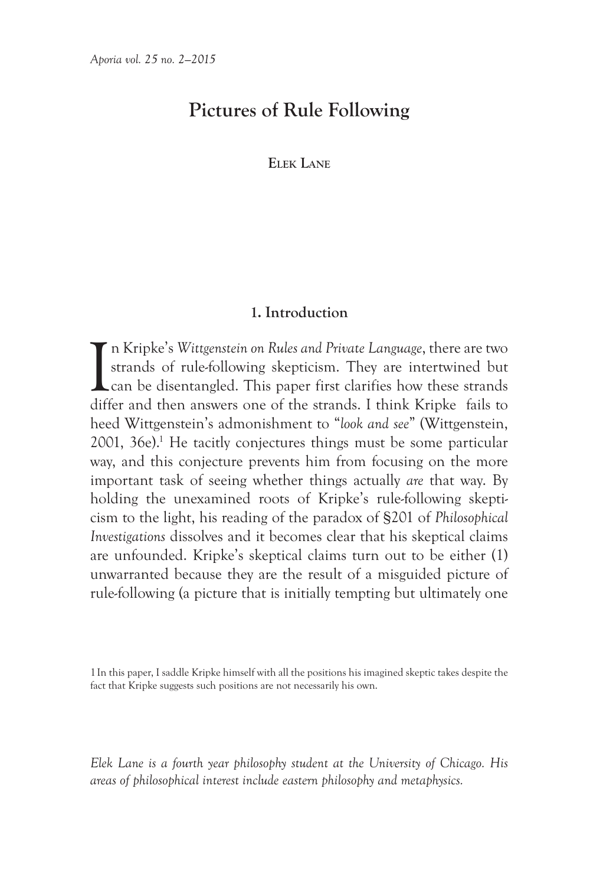# Pictures of Rule Following

**Elek Lane**

## 1. Introduction

In Kripke's *Wittgenstein on Rules and Private Language*, there are two strands of rule-following skepticism. They are intertwined but can be disentangled. This paper first clarifies how these strands differ and then answers one of the strands. I think Kripke fails to heed Wittgenstein's admonishment to "*look and see*" (Wittgenstein, 2001, 36e).[1] He tacitly conjectures things must be some particular way, and this conjecture prevents him from focusing on the more important task of seeing whether things actually *are* that way. By holding the unexamined roots of Kripke's rule-following skepticism to the light, his reading of the paradox of §201 of *Philosophical Investigations* dissolves and it becomes clear that his skeptical claims are unfounded. Kripke's skeptical claims turn out to be either (1) unwarranted because they are the result of a misguided picture of rule-following (a picture that is initially tempting but ultimately one

1 In this paper, I saddle Kripke himself with all the positions his imagined skeptic takes despite the fact that Kripke suggests such positions are not necessarily his own.

*Elek Lane is a fourth year philosophy student at the University of Chicago. His areas of philosophical interest include eastern philosophy and metaphysics.*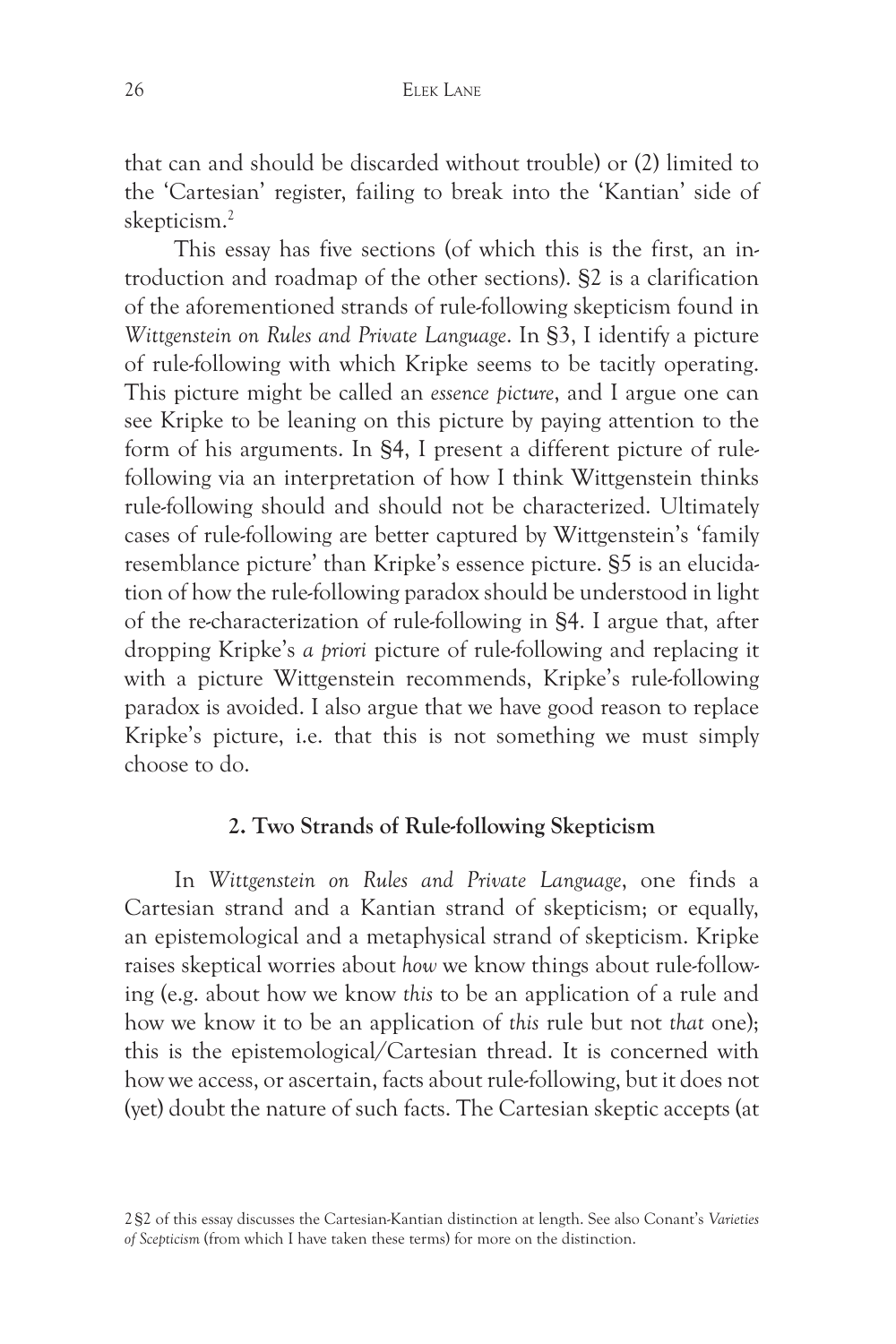that can and should be discarded without trouble) or (2) limited to the 'Cartesian' register, failing to break into the 'Kantian' side of skepticism.[2]

This essay has five sections (of which this is the first, an introduction and roadmap of the other sections). §2 is a clarification of the aforementioned strands of rule-following skepticism found in *Wittgenstein on Rules and Private Language*. In §3, I identify a picture of rule-following with which Kripke seems to be tacitly operating. This picture might be called an *essence picture*, and I argue one can see Kripke to be leaning on this picture by paying attention to the form of his arguments. In §4, I present a different picture of rule-following via an interpretation of how I think Wittgenstein thinks rule-following should and should not be characterized. Ultimately cases of rule-following are better captured by Wittgenstein's 'family resemblance picture' than Kripke's essence picture. §5 is an elucidation of how the rule-following paradox should be understood in light of the re-characterization of rule-following in §4. I argue that, after dropping Kripke's *a priori* picture of rule-following and replacing it with a picture Wittgenstein recommends, Kripke's rule-following paradox is avoided. I also argue that we have good reason to replace Kripke's picture, i.e. that this is not something we must simply choose to do.

## 2. Two Strands of Rule-following Skepticism

In *Wittgenstein on Rules and Private Language*, one finds a Cartesian strand and a Kantian strand of skepticism; or equally, an epistemological and a metaphysical strand of skepticism. Kripke raises skeptical worries about *how* we know things about rule-following (e.g. about how we know *this* to be an application of a rule and how we know it to be an application of *this* rule but not *that* one); this is the epistemological/Cartesian thread. It is concerned with how we access, or ascertain, facts about rule-following, but it does not (yet) doubt the nature of such facts. The Cartesian skeptic accepts (at

[2] §2 of this essay discusses the Cartesian-Kantian distinction at length. See also Conant's *Varieties of Scepticism* (from which I have taken these terms) for more on the distinction.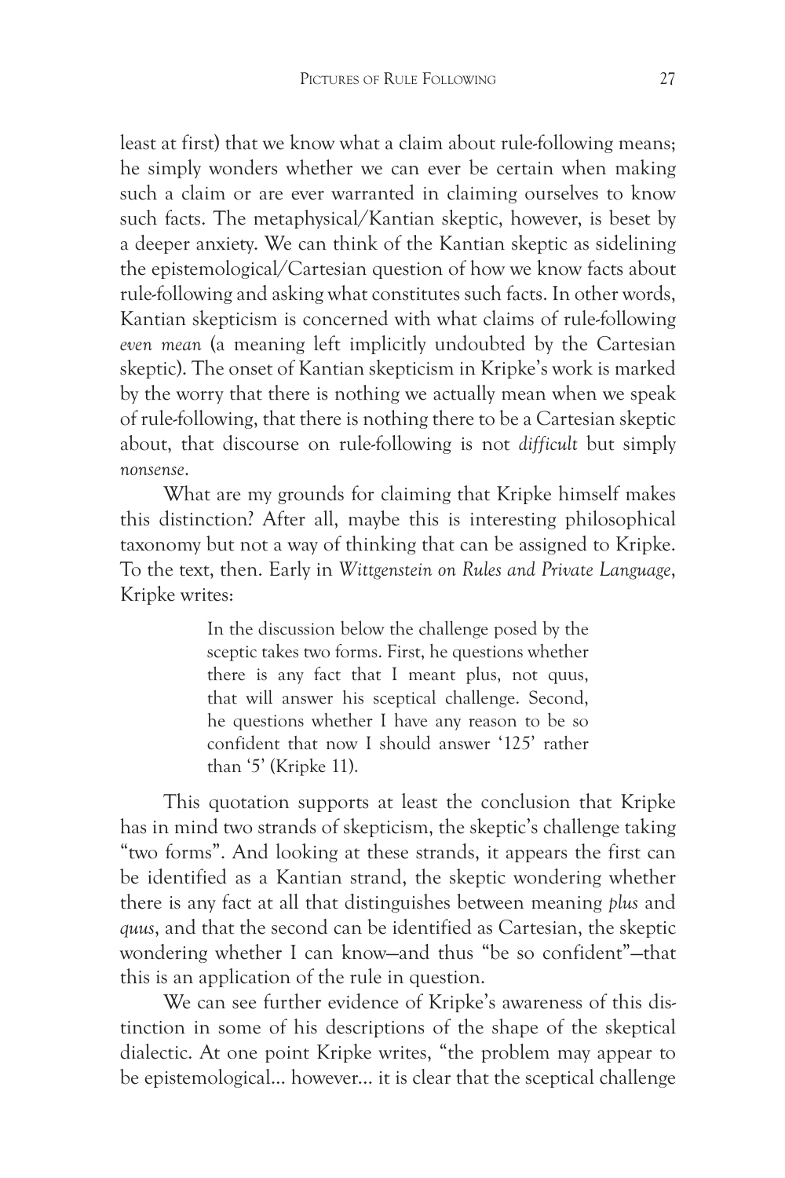least at first) that we know what a claim about rule-following means; he simply wonders whether we can ever be certain when making such a claim or are ever warranted in claiming ourselves to know such facts. The metaphysical/Kantian skeptic, however, is beset by a deeper anxiety. We can think of the Kantian skeptic as sidelining the epistemological/Cartesian question of how we know facts about rule-following and asking what constitutes such facts. In other words, Kantian skepticism is concerned with what claims of rule-following *even mean* (a meaning left implicitly undoubted by the Cartesian skeptic). The onset of Kantian skepticism in Kripke's work is marked by the worry that there is nothing we actually mean when we speak of rule-following, that there is nothing there to be a Cartesian skeptic about, that discourse on rule-following is not *difficult* but simply *nonsense*.

What are my grounds for claiming that Kripke himself makes this distinction? After all, maybe this is interesting philosophical taxonomy but not a way of thinking that can be assigned to Kripke. To the text, then. Early in *Wittgenstein on Rules and Private Language*, Kripke writes:

> In the discussion below the challenge posed by the sceptic takes two forms. First, he questions whether there is any fact that I meant plus, not quus, that will answer his sceptical challenge. Second, he questions whether I have any reason to be so confident that now I should answer '125' rather than '5' (Kripke 11).

This quotation supports at least the conclusion that Kripke has in mind two strands of skepticism, the skeptic's challenge taking "two forms". And looking at these strands, it appears the first can be identified as a Kantian strand, the skeptic wondering whether there is any fact at all that distinguishes between meaning *plus* and *quus*, and that the second can be identified as Cartesian, the skeptic wondering whether I can know—and thus "be so confident"—that this is an application of the rule in question.

We can see further evidence of Kripke's awareness of this distinction in some of his descriptions of the shape of the skeptical dialectic. At one point Kripke writes, "the problem may appear to be epistemological... however... it is clear that the sceptical challenge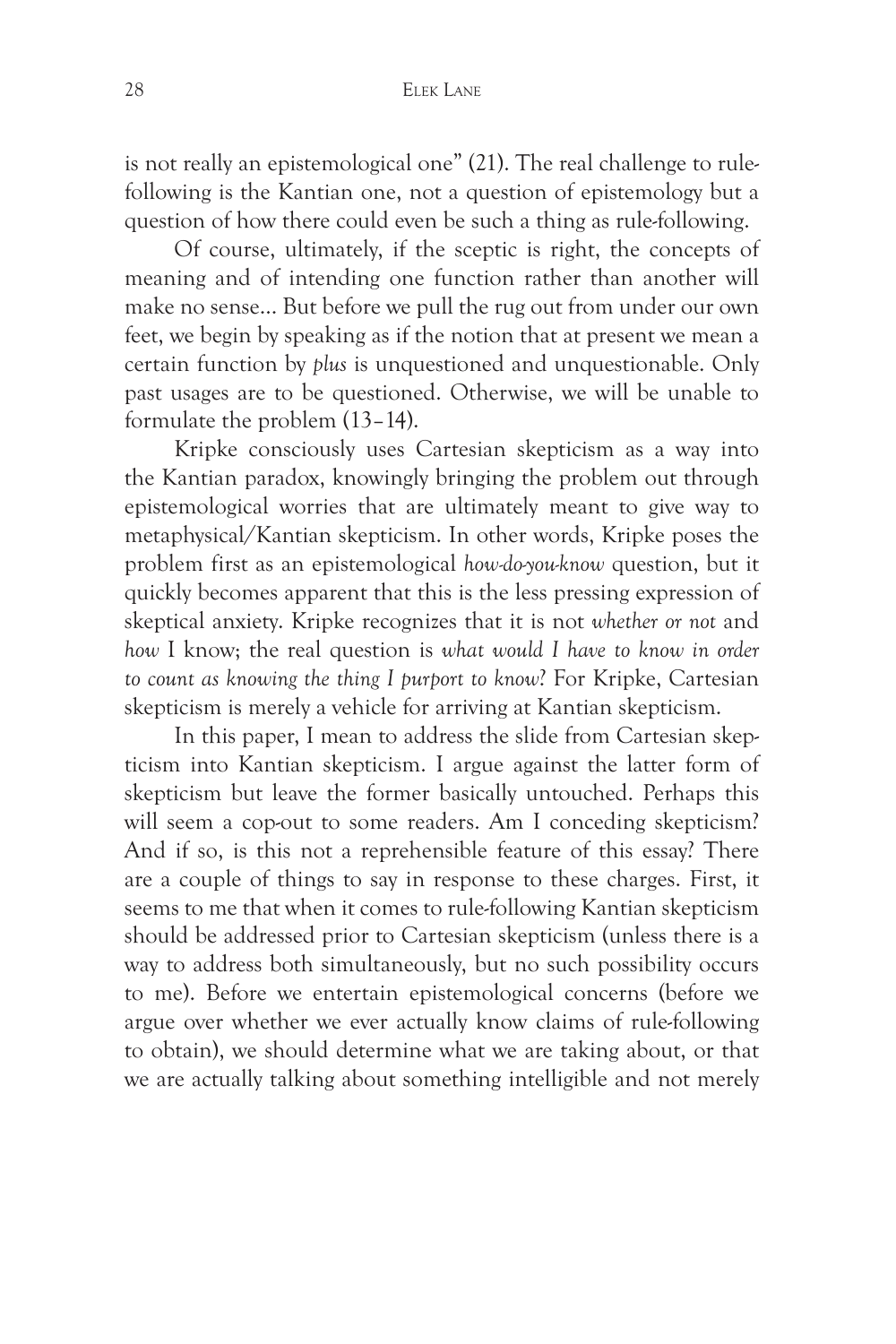is not really an epistemological one" (21). The real challenge to rule-following is the Kantian one, not a question of epistemology but a question of how there could even be such a thing as rule-following.

> Of course, ultimately, if the sceptic is right, the concepts of meaning and of intending one function rather than another will make no sense… But before we pull the rug out from under our own feet, we begin by speaking as if the notion that at present we mean a certain function by *plus* is unquestioned and unquestionable. Only past usages are to be questioned. Otherwise, we will be unable to formulate the problem (13–14).

Kripke consciously uses Cartesian skepticism as a way into the Kantian paradox, knowingly bringing the problem out through epistemological worries that are ultimately meant to give way to metaphysical/Kantian skepticism. In other words, Kripke poses the problem first as an epistemological *how-do-you-know* question, but it quickly becomes apparent that this is the less pressing expression of skeptical anxiety. Kripke recognizes that it is not *whether or not* and *how* I know; the real question is *what would I have to know in order to count as knowing the thing I purport to know*? For Kripke, Cartesian skepticism is merely a vehicle for arriving at Kantian skepticism.

In this paper, I mean to address the slide from Cartesian skepticism into Kantian skepticism. I argue against the latter form of skepticism but leave the former basically untouched. Perhaps this will seem a cop-out to some readers. Am I conceding skepticism? And if so, is this not a reprehensible feature of this essay? There are a couple of things to say in response to these charges. First, it seems to me that when it comes to rule-following Kantian skepticism should be addressed prior to Cartesian skepticism (unless there is a way to address both simultaneously, but no such possibility occurs to me). Before we entertain epistemological concerns (before we argue over whether we ever actually know claims of rule-following to obtain), we should determine what we are taking about, or that we are actually talking about something intelligible and not merely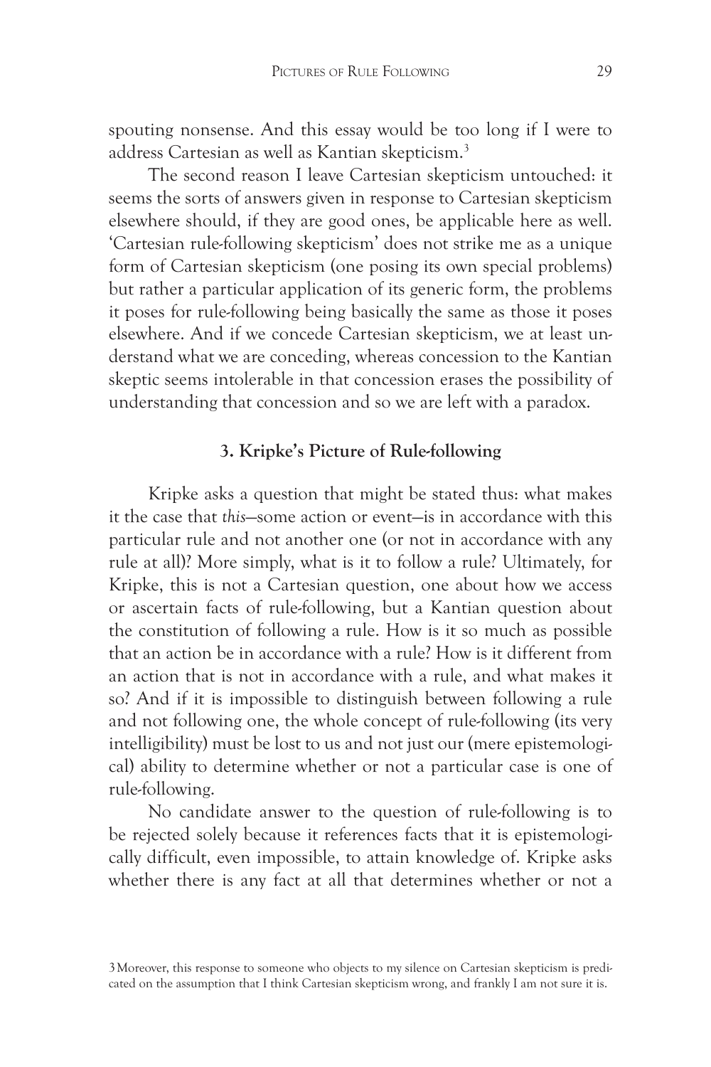spouting nonsense. And this essay would be too long if I were to address Cartesian as well as Kantian skepticism.[3]

The second reason I leave Cartesian skepticism untouched: it seems the sorts of answers given in response to Cartesian skepticism elsewhere should, if they are good ones, be applicable here as well. 'Cartesian rule-following skepticism' does not strike me as a unique form of Cartesian skepticism (one posing its own special problems) but rather a particular application of its generic form, the problems it poses for rule-following being basically the same as those it poses elsewhere. And if we concede Cartesian skepticism, we at least understand what we are conceding, whereas concession to the Kantian skeptic seems intolerable in that concession erases the possibility of understanding that concession and so we are left with a paradox.

### 3. Kripke's Picture of Rule-following

Kripke asks a question that might be stated thus: what makes it the case that *this*—some action or event—is in accordance with this particular rule and not another one (or not in accordance with any rule at all)? More simply, what is it to follow a rule? Ultimately, for Kripke, this is not a Cartesian question, one about how we access or ascertain facts of rule-following, but a Kantian question about the constitution of following a rule. How is it so much as possible that an action be in accordance with a rule? How is it different from an action that is not in accordance with a rule, and what makes it so? And if it is impossible to distinguish between following a rule and not following one, the whole concept of rule-following (its very intelligibility) must be lost to us and not just our (mere epistemological) ability to determine whether or not a particular case is one of rule-following.

No candidate answer to the question of rule-following is to be rejected solely because it references facts that it is epistemologically difficult, even impossible, to attain knowledge of. Kripke asks whether there is any fact at all that determines whether or not a

3 Moreover, this response to someone who objects to my silence on Cartesian skepticism is predicated on the assumption that I think Cartesian skepticism wrong, and frankly I am not sure it is.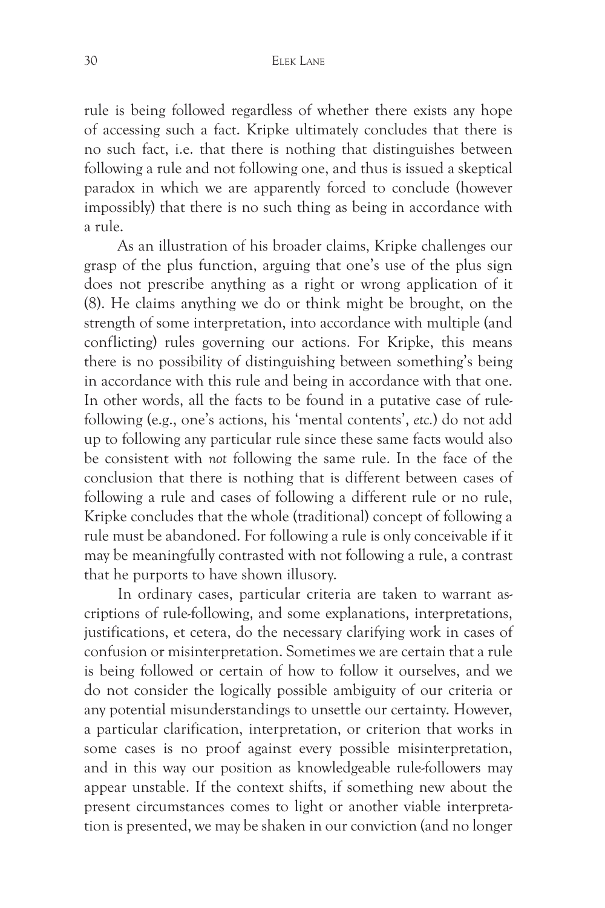rule is being followed regardless of whether there exists any hope of accessing such a fact. Kripke ultimately concludes that there is no such fact, i.e. that there is nothing that distinguishes between following a rule and not following one, and thus is issued a skeptical paradox in which we are apparently forced to conclude (however impossibly) that there is no such thing as being in accordance with a rule.

As an illustration of his broader claims, Kripke challenges our grasp of the plus function, arguing that one's use of the plus sign does not prescribe anything as a right or wrong application of it (8). He claims anything we do or think might be brought, on the strength of some interpretation, into accordance with multiple (and conflicting) rules governing our actions. For Kripke, this means there is no possibility of distinguishing between something's being in accordance with this rule and being in accordance with that one. In other words, all the facts to be found in a putative case of rule-following (e.g., one's actions, his 'mental contents', *etc.*) do not add up to following any particular rule since these same facts would also be consistent with *not* following the same rule. In the face of the conclusion that there is nothing that is different between cases of following a rule and cases of following a different rule or no rule, Kripke concludes that the whole (traditional) concept of following a rule must be abandoned. For following a rule is only conceivable if it may be meaningfully contrasted with not following a rule, a contrast that he purports to have shown illusory.

In ordinary cases, particular criteria are taken to warrant ascriptions of rule-following, and some explanations, interpretations, justifications, et cetera, do the necessary clarifying work in cases of confusion or misinterpretation. Sometimes we are certain that a rule is being followed or certain of how to follow it ourselves, and we do not consider the logically possible ambiguity of our criteria or any potential misunderstandings to unsettle our certainty. However, a particular clarification, interpretation, or criterion that works in some cases is no proof against every possible misinterpretation, and in this way our position as knowledgeable rule-followers may appear unstable. If the context shifts, if something new about the present circumstances comes to light or another viable interpretation is presented, we may be shaken in our conviction (and no longer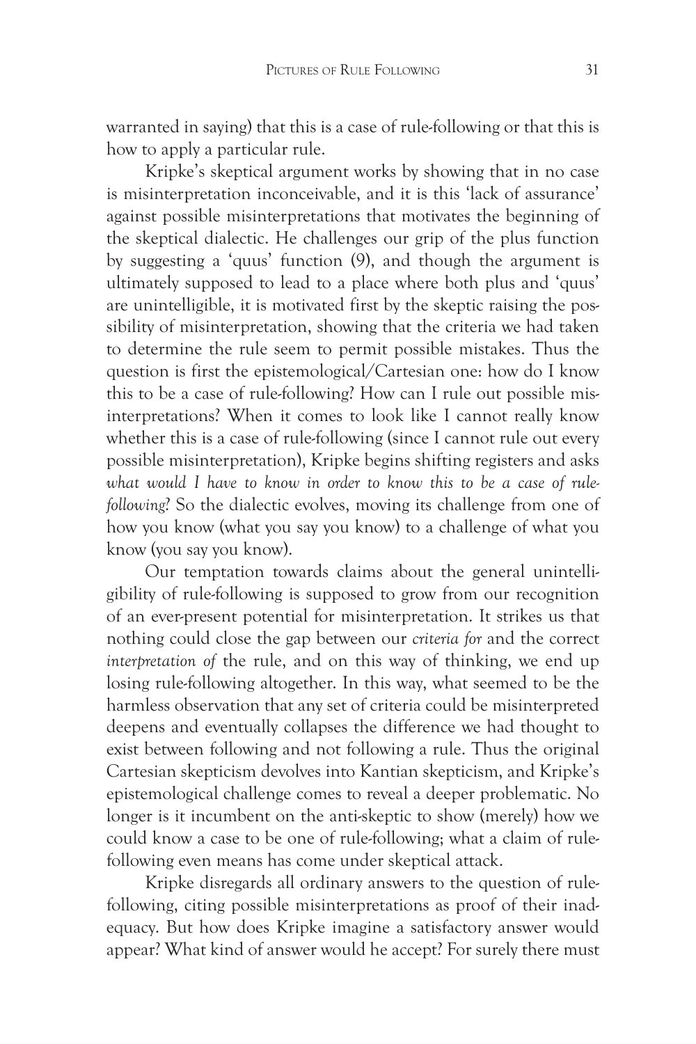warranted in saying) that this is a case of rule-following or that this is how to apply a particular rule.

Kripke's skeptical argument works by showing that in no case is misinterpretation inconceivable, and it is this 'lack of assurance' against possible misinterpretations that motivates the beginning of the skeptical dialectic. He challenges our grip of the plus function by suggesting a 'quus' function (9), and though the argument is ultimately supposed to lead to a place where both plus and 'quus' are unintelligible, it is motivated first by the skeptic raising the possibility of misinterpretation, showing that the criteria we had taken to determine the rule seem to permit possible mistakes. Thus the question is first the epistemological/Cartesian one: how do I know this to be a case of rule-following? How can I rule out possible misinterpretations? When it comes to look like I cannot really know whether this is a case of rule-following (since I cannot rule out every possible misinterpretation), Kripke begins shifting registers and asks *what would I have to know in order to know this to be a case of rule-following*? So the dialectic evolves, moving its challenge from one of how you know (what you say you know) to a challenge of what you know (you say you know).

Our temptation towards claims about the general unintelligibility of rule-following is supposed to grow from our recognition of an ever-present potential for misinterpretation. It strikes us that nothing could close the gap between our *criteria for* and the correct *interpretation of* the rule, and on this way of thinking, we end up losing rule-following altogether. In this way, what seemed to be the harmless observation that any set of criteria could be misinterpreted deepens and eventually collapses the difference we had thought to exist between following and not following a rule. Thus the original Cartesian skepticism devolves into Kantian skepticism, and Kripke's epistemological challenge comes to reveal a deeper problematic. No longer is it incumbent on the anti-skeptic to show (merely) how we could know a case to be one of rule-following; what a claim of rule-following even means has come under skeptical attack.

Kripke disregards all ordinary answers to the question of rule-following, citing possible misinterpretations as proof of their inadequacy. But how does Kripke imagine a satisfactory answer would appear? What kind of answer would he accept? For surely there must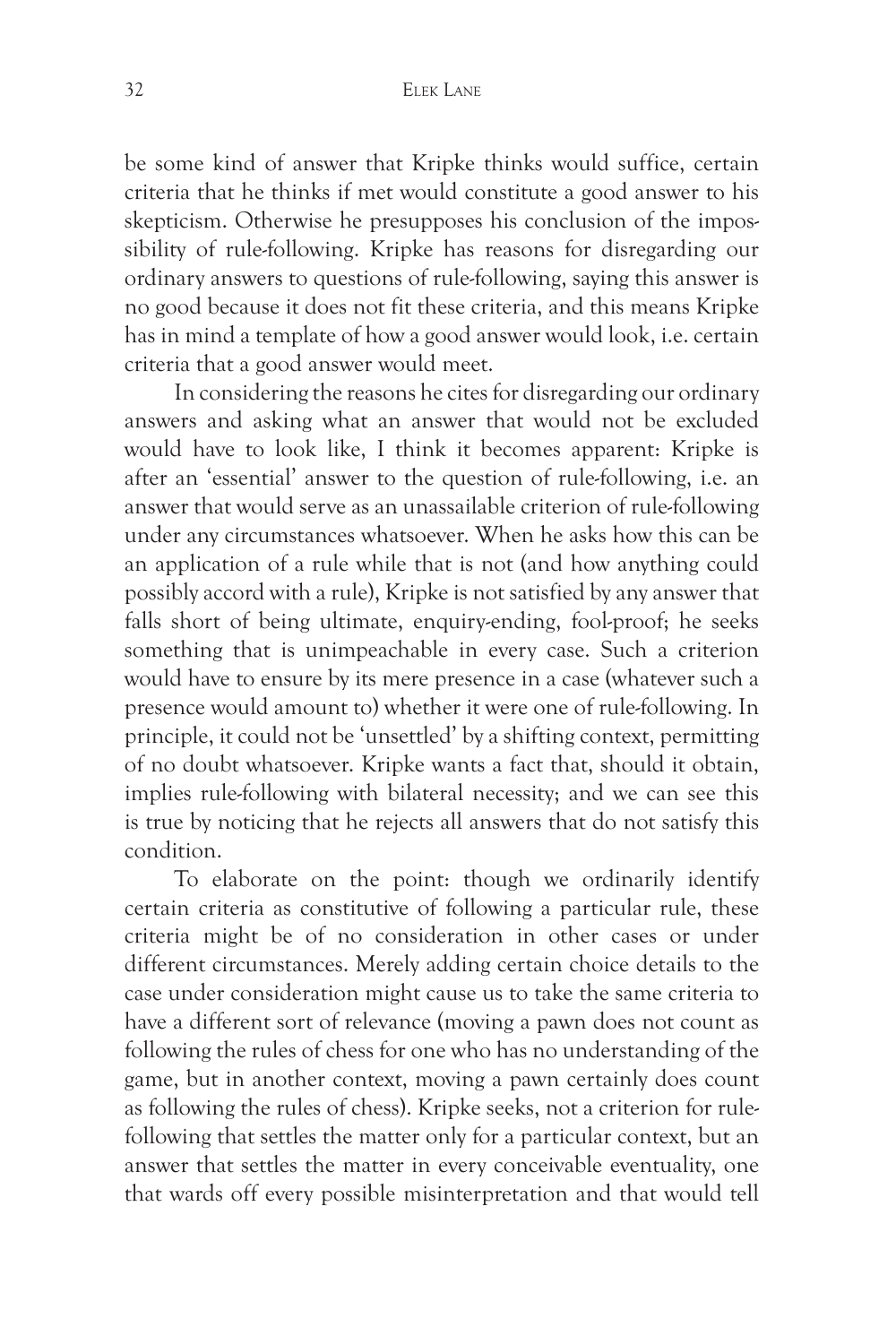be some kind of answer that Kripke thinks would suffice, certain criteria that he thinks if met would constitute a good answer to his skepticism. Otherwise he presupposes his conclusion of the impossibility of rule-following. Kripke has reasons for disregarding our ordinary answers to questions of rule-following, saying this answer is no good because it does not fit these criteria, and this means Kripke has in mind a template of how a good answer would look, i.e. certain criteria that a good answer would meet.

In considering the reasons he cites for disregarding our ordinary answers and asking what an answer that would not be excluded would have to look like, I think it becomes apparent: Kripke is after an 'essential' answer to the question of rule-following, i.e. an answer that would serve as an unassailable criterion of rule-following under any circumstances whatsoever. When he asks how this can be an application of a rule while that is not (and how anything could possibly accord with a rule), Kripke is not satisfied by any answer that falls short of being ultimate, enquiry-ending, fool-proof; he seeks something that is unimpeachable in every case. Such a criterion would have to ensure by its mere presence in a case (whatever such a presence would amount to) whether it were one of rule-following. In principle, it could not be 'unsettled' by a shifting context, permitting of no doubt whatsoever. Kripke wants a fact that, should it obtain, implies rule-following with bilateral necessity; and we can see this is true by noticing that he rejects all answers that do not satisfy this condition.

To elaborate on the point: though we ordinarily identify certain criteria as constitutive of following a particular rule, these criteria might be of no consideration in other cases or under different circumstances. Merely adding certain choice details to the case under consideration might cause us to take the same criteria to have a different sort of relevance (moving a pawn does not count as following the rules of chess for one who has no understanding of the game, but in another context, moving a pawn certainly does count as following the rules of chess). Kripke seeks, not a criterion for rule-following that settles the matter only for a particular context, but an answer that settles the matter in every conceivable eventuality, one that wards off every possible misinterpretation and that would tell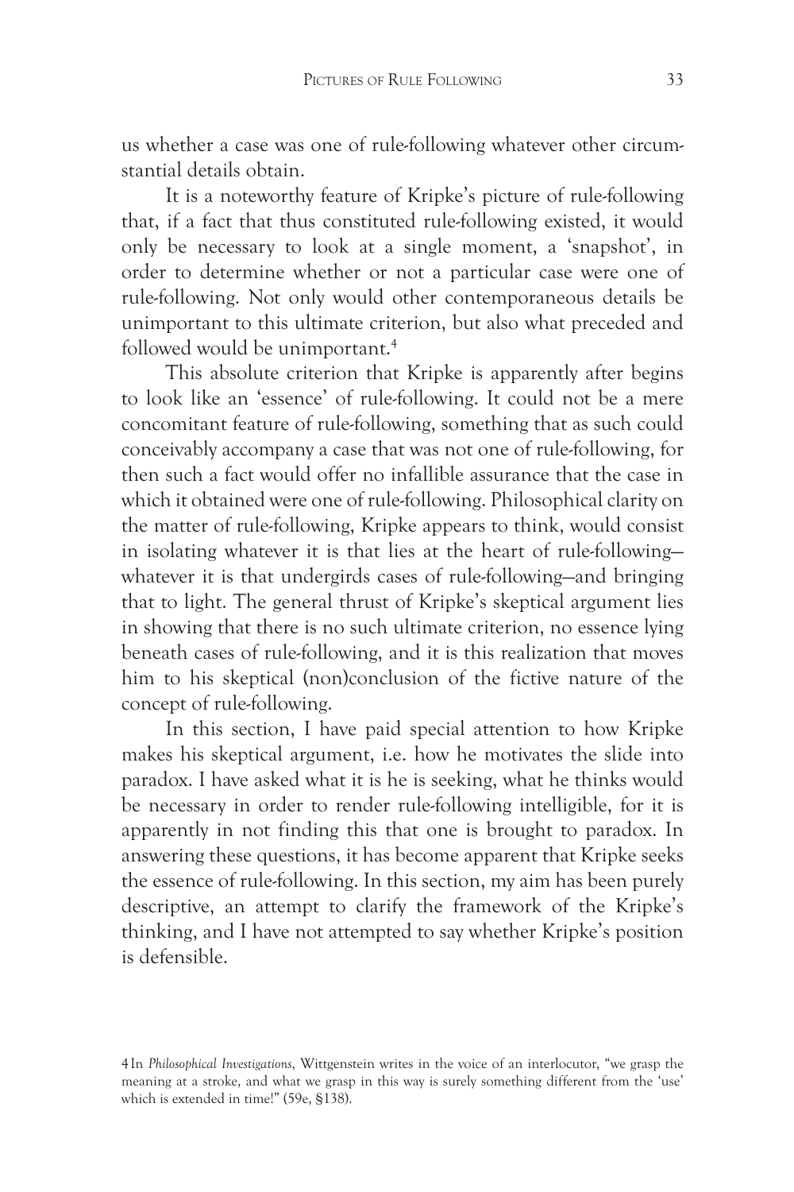us whether a case was one of rule-following whatever other circumstantial details obtain.

It is a noteworthy feature of Kripke's picture of rule-following that, if a fact that thus constituted rule-following existed, it would only be necessary to look at a single moment, a 'snapshot', in order to determine whether or not a particular case were one of rule-following. Not only would other contemporaneous details be unimportant to this ultimate criterion, but also what preceded and followed would be unimportant.[4]

This absolute criterion that Kripke is apparently after begins to look like an 'essence' of rule-following. It could not be a mere concomitant feature of rule-following, something that as such could conceivably accompany a case that was not one of rule-following, for then such a fact would offer no infallible assurance that the case in which it obtained were one of rule-following. Philosophical clarity on the matter of rule-following, Kripke appears to think, would consist in isolating whatever it is that lies at the heart of rule-following—whatever it is that undergirds cases of rule-following—and bringing that to light. The general thrust of Kripke's skeptical argument lies in showing that there is no such ultimate criterion, no essence lying beneath cases of rule-following, and it is this realization that moves him to his skeptical (non)conclusion of the fictive nature of the concept of rule-following.

In this section, I have paid special attention to how Kripke makes his skeptical argument, i.e. how he motivates the slide into paradox. I have asked what it is he is seeking, what he thinks would be necessary in order to render rule-following intelligible, for it is apparently in not finding this that one is brought to paradox. In answering these questions, it has become apparent that Kripke seeks the essence of rule-following. In this section, my aim has been purely descriptive, an attempt to clarify the framework of the Kripke's thinking, and I have not attempted to say whether Kripke's position is defensible.

4 In *Philosophical Investigations*, Wittgenstein writes in the voice of an interlocutor, "we grasp the meaning at a stroke, and what we grasp in this way is surely something different from the 'use' which is extended in time!" (59e, §138).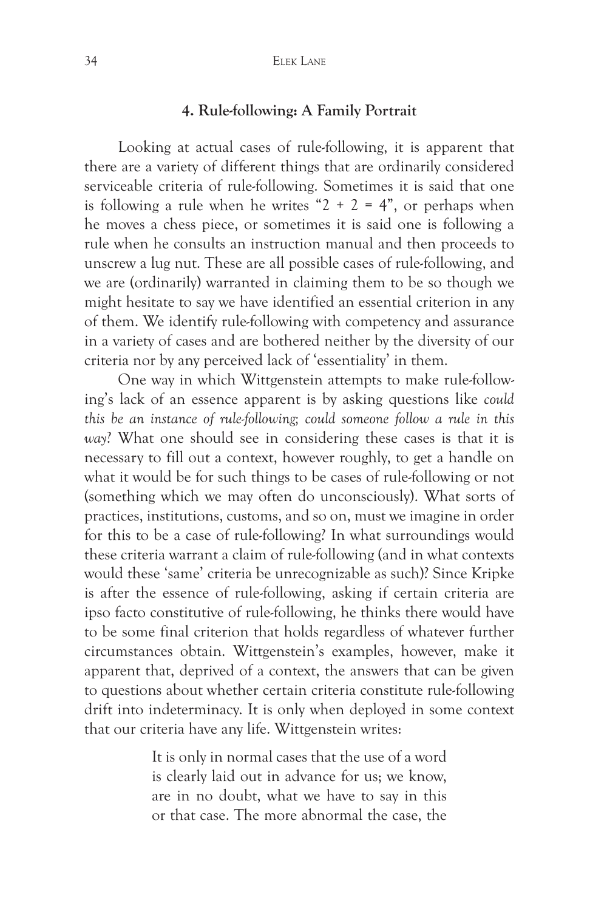## 4. Rule-following: A Family Portrait

Looking at actual cases of rule-following, it is apparent that there are a variety of different things that are ordinarily considered serviceable criteria of rule-following. Sometimes it is said that one is following a rule when he writes "2 + 2 = 4", or perhaps when he moves a chess piece, or sometimes it is said one is following a rule when he consults an instruction manual and then proceeds to unscrew a lug nut. These are all possible cases of rule-following, and we are (ordinarily) warranted in claiming them to be so though we might hesitate to say we have identified an essential criterion in any of them. We identify rule-following with competency and assurance in a variety of cases and are bothered neither by the diversity of our criteria nor by any perceived lack of 'essentiality' in them.

One way in which Wittgenstein attempts to make rule-following's lack of an essence apparent is by asking questions like *could this be an instance of rule-following; could someone follow a rule in this way*? What one should see in considering these cases is that it is necessary to fill out a context, however roughly, to get a handle on what it would be for such things to be cases of rule-following or not (something which we may often do unconsciously). What sorts of practices, institutions, customs, and so on, must we imagine in order for this to be a case of rule-following? In what surroundings would these criteria warrant a claim of rule-following (and in what contexts would these 'same' criteria be unrecognizable as such)? Since Kripke is after the essence of rule-following, asking if certain criteria are ipso facto constitutive of rule-following, he thinks there would have to be some final criterion that holds regardless of whatever further circumstances obtain. Wittgenstein's examples, however, make it apparent that, deprived of a context, the answers that can be given to questions about whether certain criteria constitute rule-following drift into indeterminacy. It is only when deployed in some context that our criteria have any life. Wittgenstein writes:

> It is only in normal cases that the use of a word is clearly laid out in advance for us; we know, are in no doubt, what we have to say in this or that case. The more abnormal the case, the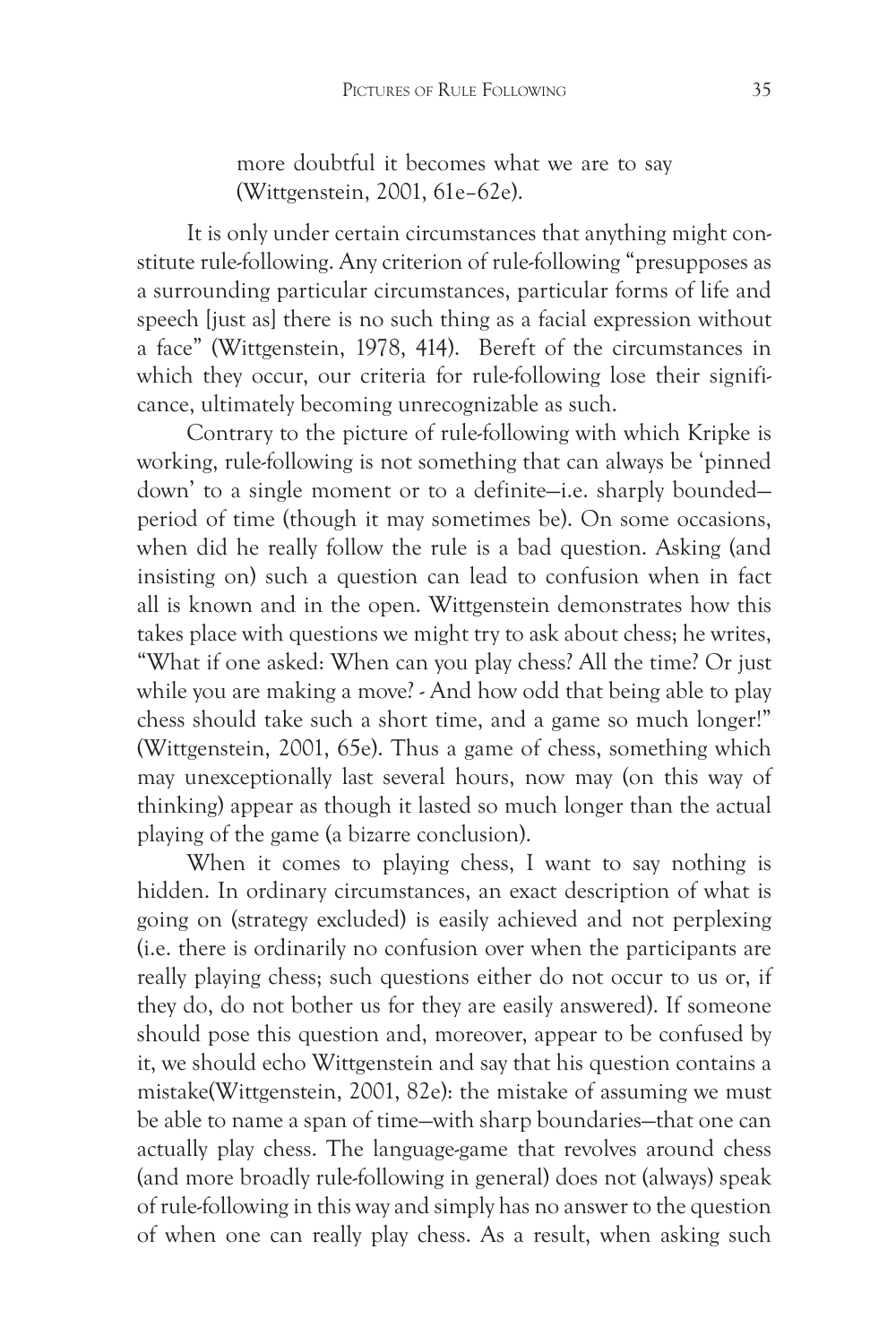> more doubtful it becomes what we are to say (Wittgenstein, 2001, 61e–62e).

It is only under certain circumstances that anything might constitute rule-following. Any criterion of rule-following "presupposes as a surrounding particular circumstances, particular forms of life and speech [just as] there is no such thing as a facial expression without a face" (Wittgenstein, 1978, 414). Bereft of the circumstances in which they occur, our criteria for rule-following lose their significance, ultimately becoming unrecognizable as such.

Contrary to the picture of rule-following with which Kripke is working, rule-following is not something that can always be 'pinned down' to a single moment or to a definite—i.e. sharply bounded—period of time (though it may sometimes be). On some occasions, when did he really follow the rule is a bad question. Asking (and insisting on) such a question can lead to confusion when in fact all is known and in the open. Wittgenstein demonstrates how this takes place with questions we might try to ask about chess; he writes, "What if one asked: When can you play chess? All the time? Or just while you are making a move? - And how odd that being able to play chess should take such a short time, and a game so much longer!" (Wittgenstein, 2001, 65e). Thus a game of chess, something which may unexceptionally last several hours, now may (on this way of thinking) appear as though it lasted so much longer than the actual playing of the game (a bizarre conclusion).

When it comes to playing chess, I want to say nothing is hidden. In ordinary circumstances, an exact description of what is going on (strategy excluded) is easily achieved and not perplexing (i.e. there is ordinarily no confusion over when the participants are really playing chess; such questions either do not occur to us or, if they do, do not bother us for they are easily answered). If someone should pose this question and, moreover, appear to be confused by it, we should echo Wittgenstein and say that his question contains a mistake(Wittgenstein, 2001, 82e): the mistake of assuming we must be able to name a span of time—with sharp boundaries—that one can actually play chess. The language-game that revolves around chess (and more broadly rule-following in general) does not (always) speak of rule-following in this way and simply has no answer to the question of when one can really play chess. As a result, when asking such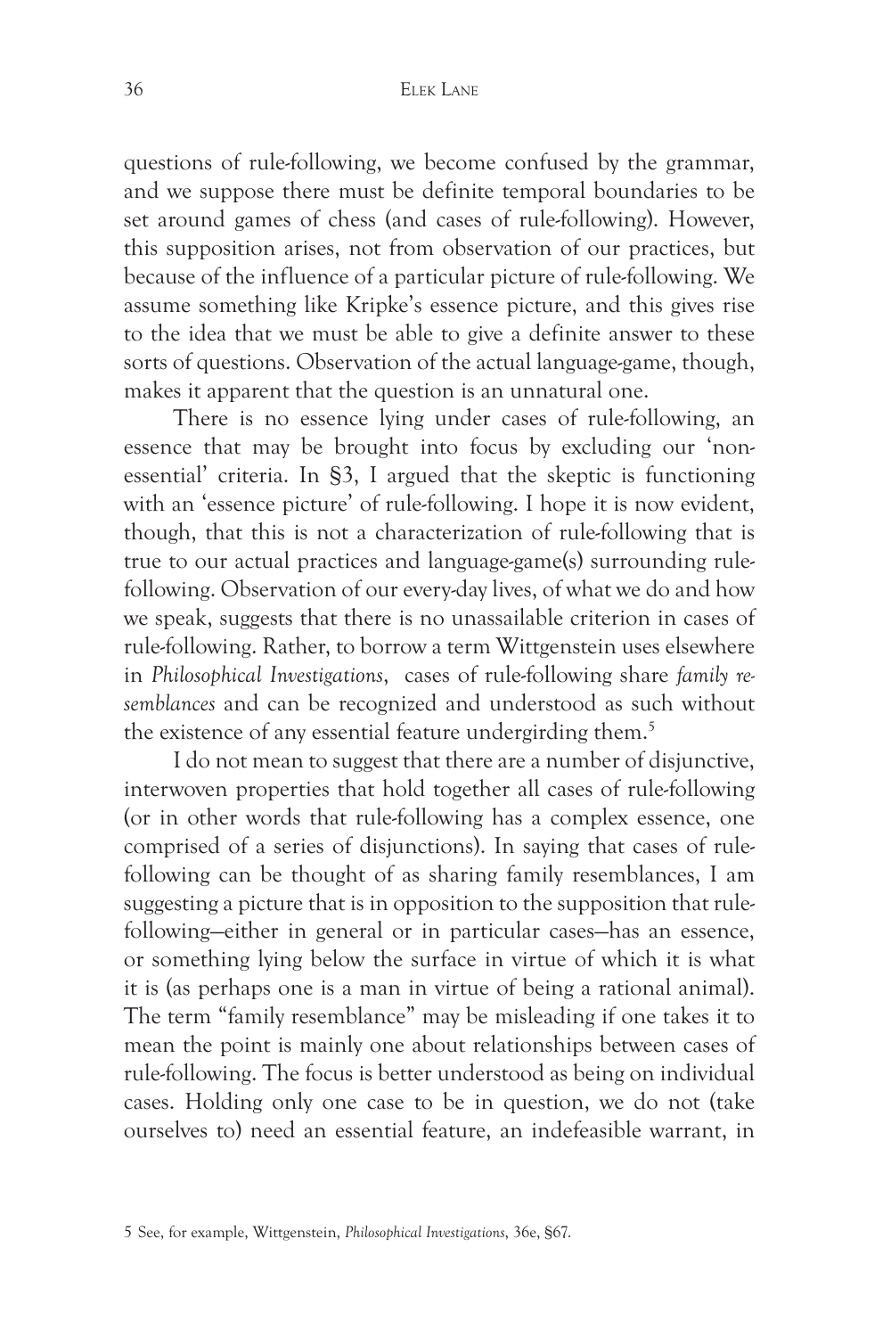questions of rule-following, we become confused by the grammar, and we suppose there must be definite temporal boundaries to be set around games of chess (and cases of rule-following). However, this supposition arises, not from observation of our practices, but because of the influence of a particular picture of rule-following. We assume something like Kripke's essence picture, and this gives rise to the idea that we must be able to give a definite answer to these sorts of questions. Observation of the actual language-game, though, makes it apparent that the question is an unnatural one.

There is no essence lying under cases of rule-following, an essence that may be brought into focus by excluding our 'non-essential' criteria. In §3, I argued that the skeptic is functioning with an 'essence picture' of rule-following. I hope it is now evident, though, that this is not a characterization of rule-following that is true to our actual practices and language-game(s) surrounding rule-following. Observation of our every-day lives, of what we do and how we speak, suggests that there is no unassailable criterion in cases of rule-following. Rather, to borrow a term Wittgenstein uses elsewhere in *Philosophical Investigations*, cases of rule-following share *family resemblances* and can be recognized and understood as such without the existence of any essential feature undergirding them.[5]

I do not mean to suggest that there are a number of disjunctive, interwoven properties that hold together all cases of rule-following (or in other words that rule-following has a complex essence, one comprised of a series of disjunctions). In saying that cases of rule-following can be thought of as sharing family resemblances, I am suggesting a picture that is in opposition to the supposition that rule-following—either in general or in particular cases—has an essence, or something lying below the surface in virtue of which it is what it is (as perhaps one is a man in virtue of being a rational animal). The term "family resemblance" may be misleading if one takes it to mean the point is mainly one about relationships between cases of rule-following. The focus is better understood as being on individual cases. Holding only one case to be in question, we do not (take ourselves to) need an essential feature, an indefeasible warrant, in

5 See, for example, Wittgenstein, *Philosophical Investigations*, 36e, §67.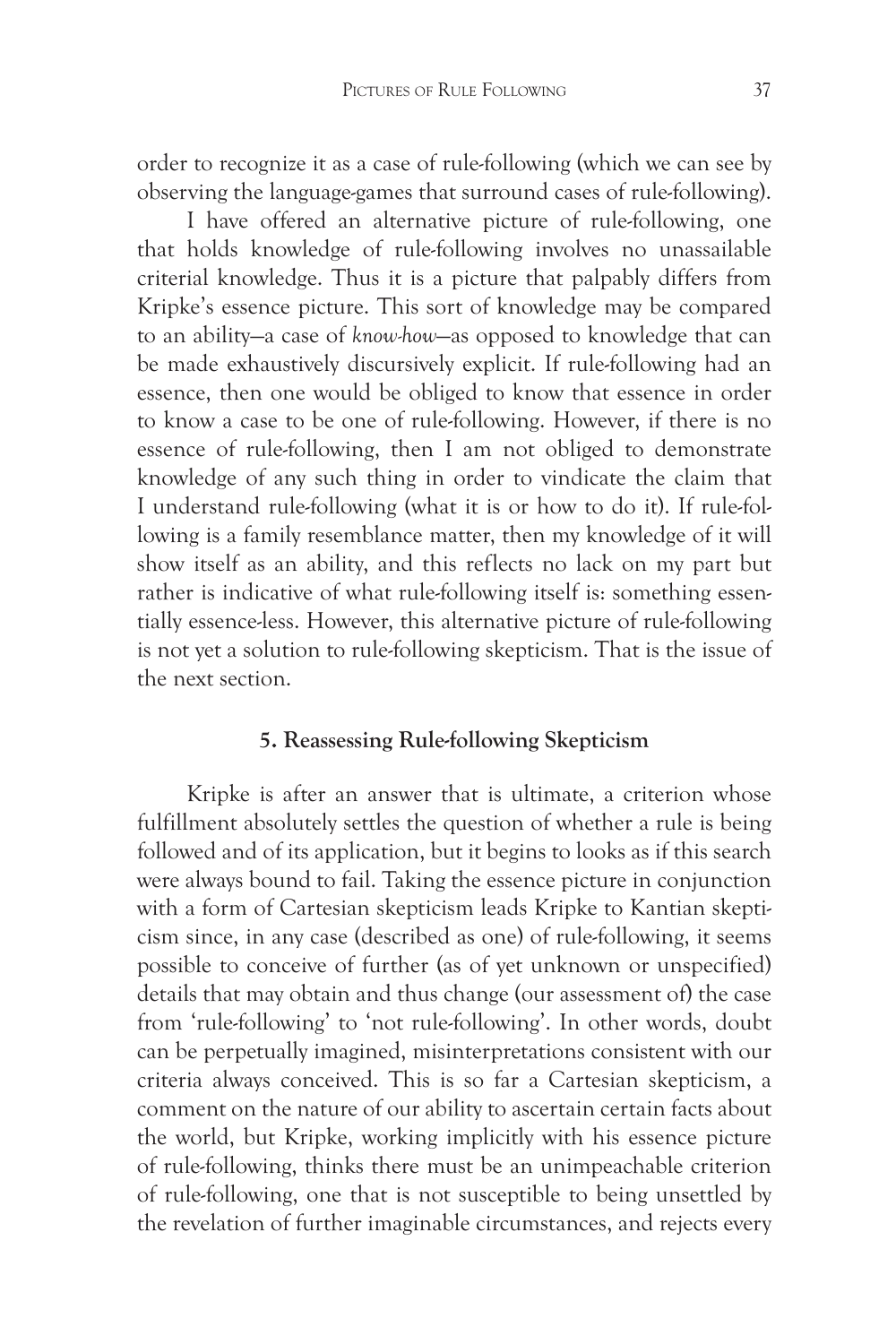order to recognize it as a case of rule-following (which we can see by observing the language-games that surround cases of rule-following).

I have offered an alternative picture of rule-following, one that holds knowledge of rule-following involves no unassailable criterial knowledge. Thus it is a picture that palpably differs from Kripke's essence picture. This sort of knowledge may be compared to an ability—a case of *know-how*—as opposed to knowledge that can be made exhaustively discursively explicit. If rule-following had an essence, then one would be obliged to know that essence in order to know a case to be one of rule-following. However, if there is no essence of rule-following, then I am not obliged to demonstrate knowledge of any such thing in order to vindicate the claim that I understand rule-following (what it is or how to do it). If rule-following is a family resemblance matter, then my knowledge of it will show itself as an ability, and this reflects no lack on my part but rather is indicative of what rule-following itself is: something essentially essence-less. However, this alternative picture of rule-following is not yet a solution to rule-following skepticism. That is the issue of the next section.

## 5. Reassessing Rule-following Skepticism

Kripke is after an answer that is ultimate, a criterion whose fulfillment absolutely settles the question of whether a rule is being followed and of its application, but it begins to looks as if this search were always bound to fail. Taking the essence picture in conjunction with a form of Cartesian skepticism leads Kripke to Kantian skepticism since, in any case (described as one) of rule-following, it seems possible to conceive of further (as of yet unknown or unspecified) details that may obtain and thus change (our assessment of) the case from 'rule-following' to 'not rule-following'. In other words, doubt can be perpetually imagined, misinterpretations consistent with our criteria always conceived. This is so far a Cartesian skepticism, a comment on the nature of our ability to ascertain certain facts about the world, but Kripke, working implicitly with his essence picture of rule-following, thinks there must be an unimpeachable criterion of rule-following, one that is not susceptible to being unsettled by the revelation of further imaginable circumstances, and rejects every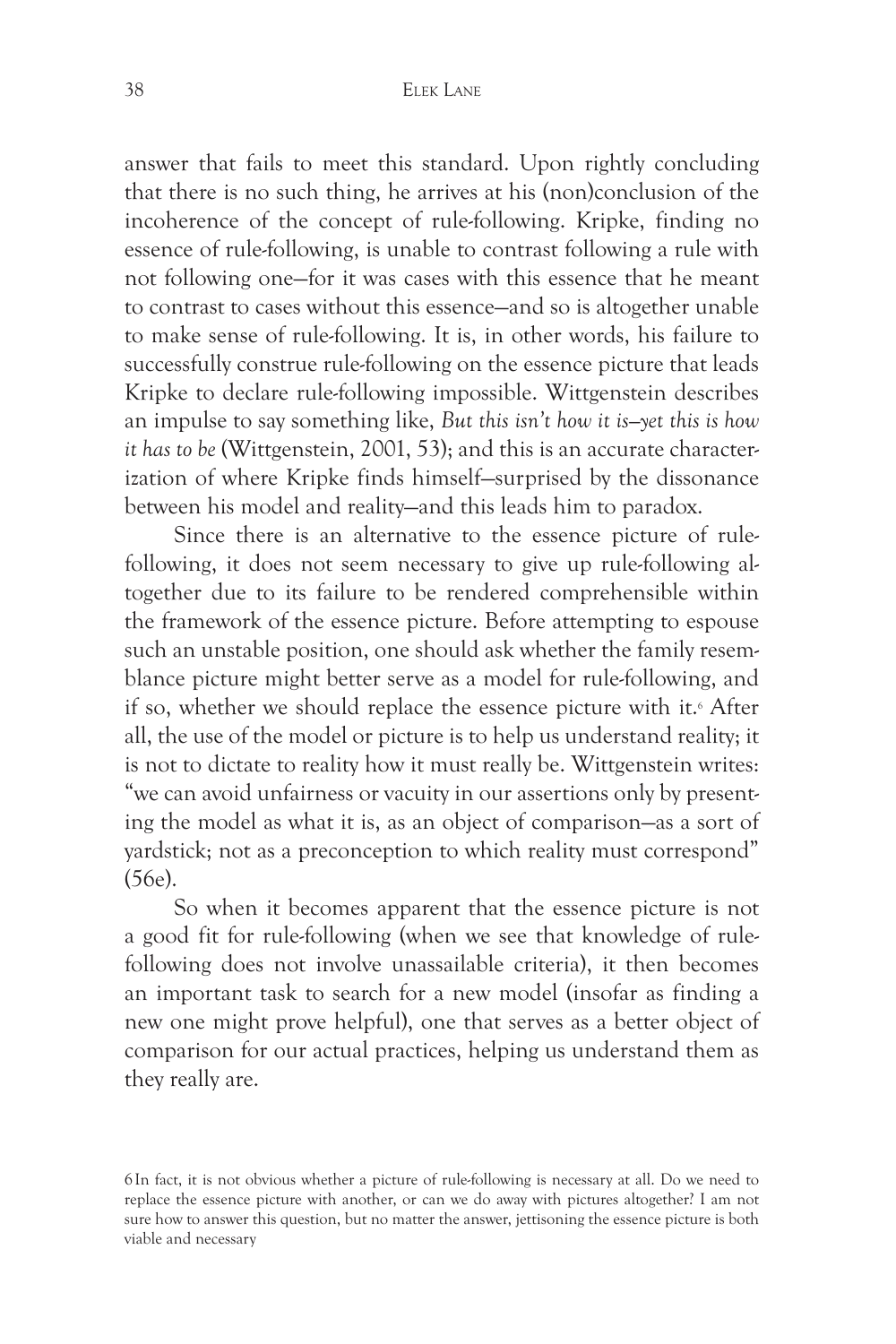answer that fails to meet this standard. Upon rightly concluding that there is no such thing, he arrives at his (non)conclusion of the incoherence of the concept of rule-following. Kripke, finding no essence of rule-following, is unable to contrast following a rule with not following one—for it was cases with this essence that he meant to contrast to cases without this essence—and so is altogether unable to make sense of rule-following. It is, in other words, his failure to successfully construe rule-following on the essence picture that leads Kripke to declare rule-following impossible. Wittgenstein describes an impulse to say something like, *But this isn't how it is—yet this is how it has to be* (Wittgenstein, 2001, 53); and this is an accurate characterization of where Kripke finds himself—surprised by the dissonance between his model and reality—and this leads him to paradox.

Since there is an alternative to the essence picture of rule-following, it does not seem necessary to give up rule-following altogether due to its failure to be rendered comprehensible within the framework of the essence picture. Before attempting to espouse such an unstable position, one should ask whether the family resemblance picture might better serve as a model for rule-following, and if so, whether we should replace the essence picture with it.[6] After all, the use of the model or picture is to help us understand reality; it is not to dictate to reality how it must really be. Wittgenstein writes: "we can avoid unfairness or vacuity in our assertions only by presenting the model as what it is, as an object of comparison—as a sort of yardstick; not as a preconception to which reality must correspond" (56e).

So when it becomes apparent that the essence picture is not a good fit for rule-following (when we see that knowledge of rule-following does not involve unassailable criteria), it then becomes an important task to search for a new model (insofar as finding a new one might prove helpful), one that serves as a better object of comparison for our actual practices, helping us understand them as they really are.

6 In fact, it is not obvious whether a picture of rule-following is necessary at all. Do we need to replace the essence picture with another, or can we do away with pictures altogether? I am not sure how to answer this question, but no matter the answer, jettisoning the essence picture is both viable and necessary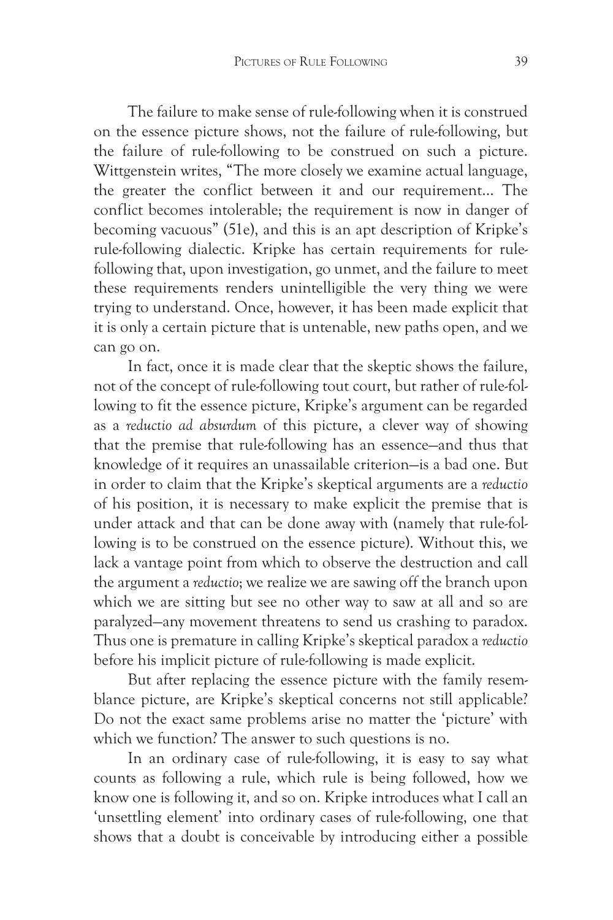The failure to make sense of rule-following when it is construed on the essence picture shows, not the failure of rule-following, but the failure of rule-following to be construed on such a picture. Wittgenstein writes, "The more closely we examine actual language, the greater the conflict between it and our requirement... The conflict becomes intolerable; the requirement is now in danger of becoming vacuous" (51e), and this is an apt description of Kripke's rule-following dialectic. Kripke has certain requirements for rule-following that, upon investigation, go unmet, and the failure to meet these requirements renders unintelligible the very thing we were trying to understand. Once, however, it has been made explicit that it is only a certain picture that is untenable, new paths open, and we can go on.

In fact, once it is made clear that the skeptic shows the failure, not of the concept of rule-following tout court, but rather of rule-following to fit the essence picture, Kripke's argument can be regarded as a *reductio ad absurdum* of this picture, a clever way of showing that the premise that rule-following has an essence—and thus that knowledge of it requires an unassailable criterion—is a bad one. But in order to claim that the Kripke's skeptical arguments are a *reductio* of his position, it is necessary to make explicit the premise that is under attack and that can be done away with (namely that rule-following is to be construed on the essence picture). Without this, we lack a vantage point from which to observe the destruction and call the argument a *reductio*; we realize we are sawing off the branch upon which we are sitting but see no other way to saw at all and so are paralyzed—any movement threatens to send us crashing to paradox. Thus one is premature in calling Kripke's skeptical paradox a *reductio* before his implicit picture of rule-following is made explicit.

But after replacing the essence picture with the family resemblance picture, are Kripke's skeptical concerns not still applicable? Do not the exact same problems arise no matter the 'picture' with which we function? The answer to such questions is no.

In an ordinary case of rule-following, it is easy to say what counts as following a rule, which rule is being followed, how we know one is following it, and so on. Kripke introduces what I call an 'unsettling element' into ordinary cases of rule-following, one that shows that a doubt is conceivable by introducing either a possible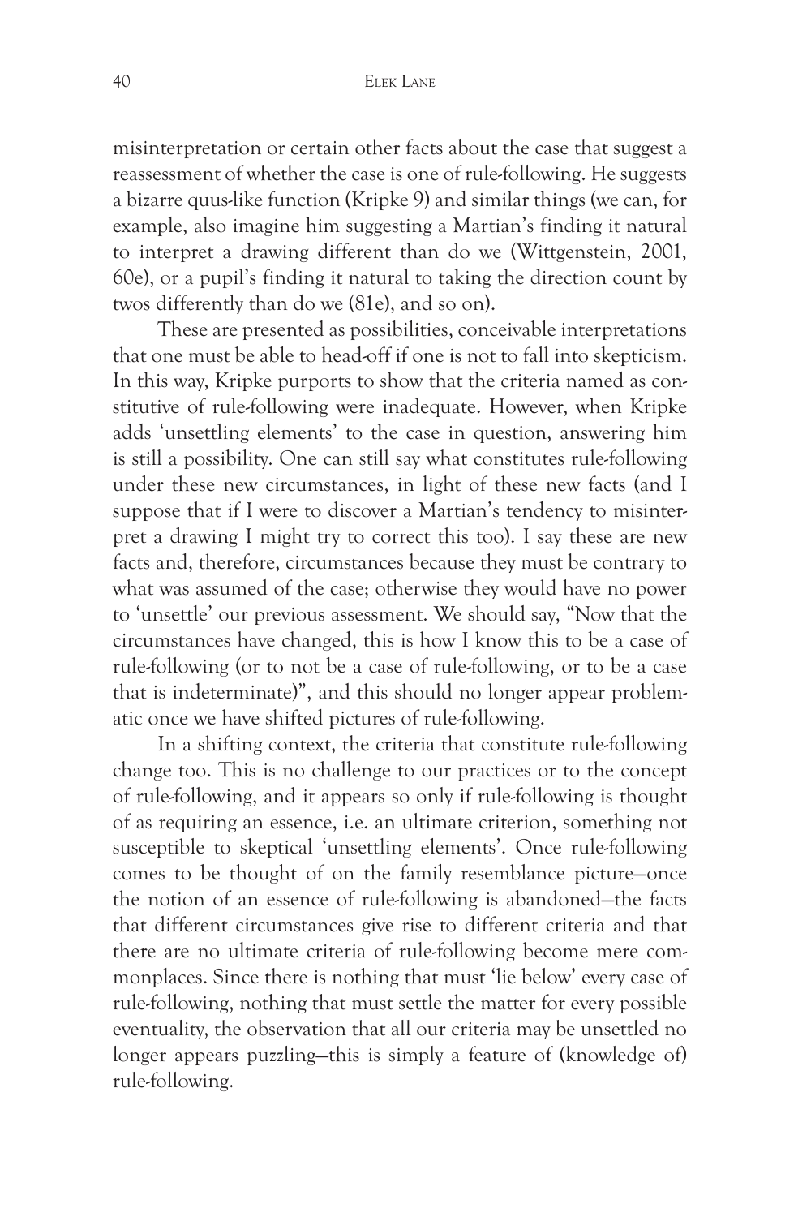misinterpretation or certain other facts about the case that suggest a reassessment of whether the case is one of rule-following. He suggests a bizarre quus-like function (Kripke 9) and similar things (we can, for example, also imagine him suggesting a Martian's finding it natural to interpret a drawing different than do we (Wittgenstein, 2001, 60e), or a pupil's finding it natural to taking the direction count by twos differently than do we (81e), and so on).

These are presented as possibilities, conceivable interpretations that one must be able to head-off if one is not to fall into skepticism. In this way, Kripke purports to show that the criteria named as constitutive of rule-following were inadequate. However, when Kripke adds 'unsettling elements' to the case in question, answering him is still a possibility. One can still say what constitutes rule-following under these new circumstances, in light of these new facts (and I suppose that if I were to discover a Martian's tendency to misinterpret a drawing I might try to correct this too). I say these are new facts and, therefore, circumstances because they must be contrary to what was assumed of the case; otherwise they would have no power to 'unsettle' our previous assessment. We should say, "Now that the circumstances have changed, this is how I know this to be a case of rule-following (or to not be a case of rule-following, or to be a case that is indeterminate)", and this should no longer appear problematic once we have shifted pictures of rule-following.

In a shifting context, the criteria that constitute rule-following change too. This is no challenge to our practices or to the concept of rule-following, and it appears so only if rule-following is thought of as requiring an essence, i.e. an ultimate criterion, something not susceptible to skeptical 'unsettling elements'. Once rule-following comes to be thought of on the family resemblance picture—once the notion of an essence of rule-following is abandoned—the facts that different circumstances give rise to different criteria and that there are no ultimate criteria of rule-following become mere commonplaces. Since there is nothing that must 'lie below' every case of rule-following, nothing that must settle the matter for every possible eventuality, the observation that all our criteria may be unsettled no longer appears puzzling—this is simply a feature of (knowledge of) rule-following.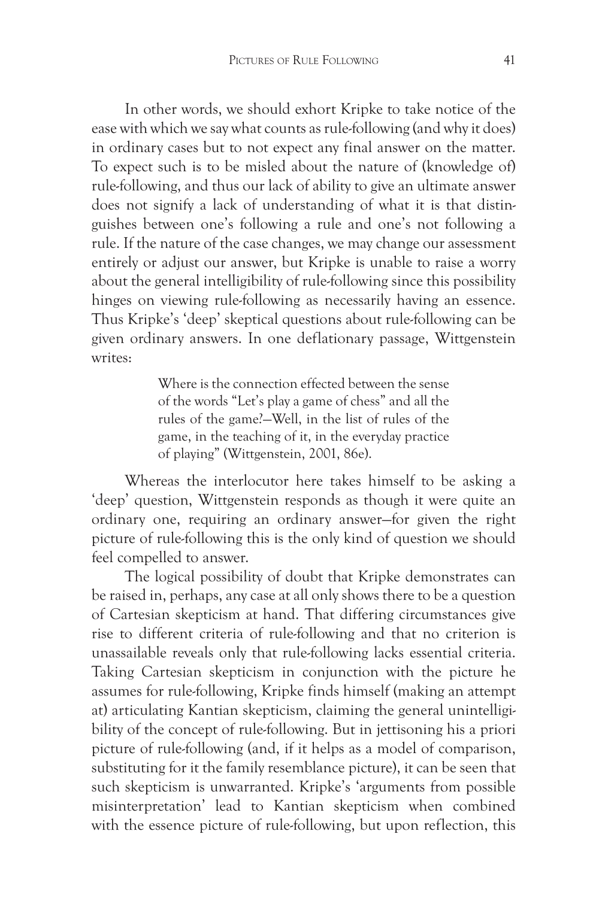In other words, we should exhort Kripke to take notice of the ease with which we say what counts as rule-following (and why it does) in ordinary cases but to not expect any final answer on the matter. To expect such is to be misled about the nature of (knowledge of) rule-following, and thus our lack of ability to give an ultimate answer does not signify a lack of understanding of what it is that distinguishes between one's following a rule and one's not following a rule. If the nature of the case changes, we may change our assessment entirely or adjust our answer, but Kripke is unable to raise a worry about the general intelligibility of rule-following since this possibility hinges on viewing rule-following as necessarily having an essence. Thus Kripke's 'deep' skeptical questions about rule-following can be given ordinary answers. In one deflationary passage, Wittgenstein writes:

> Where is the connection effected between the sense of the words "Let's play a game of chess" and all the rules of the game?—Well, in the list of rules of the game, in the teaching of it, in the everyday practice of playing" (Wittgenstein, 2001, 86e).

Whereas the interlocutor here takes himself to be asking a 'deep' question, Wittgenstein responds as though it were quite an ordinary one, requiring an ordinary answer—for given the right picture of rule-following this is the only kind of question we should feel compelled to answer.

The logical possibility of doubt that Kripke demonstrates can be raised in, perhaps, any case at all only shows there to be a question of Cartesian skepticism at hand. That differing circumstances give rise to different criteria of rule-following and that no criterion is unassailable reveals only that rule-following lacks essential criteria. Taking Cartesian skepticism in conjunction with the picture he assumes for rule-following, Kripke finds himself (making an attempt at) articulating Kantian skepticism, claiming the general unintelligibility of the concept of rule-following. But in jettisoning his a priori picture of rule-following (and, if it helps as a model of comparison, substituting for it the family resemblance picture), it can be seen that such skepticism is unwarranted. Kripke's 'arguments from possible misinterpretation' lead to Kantian skepticism when combined with the essence picture of rule-following, but upon reflection, this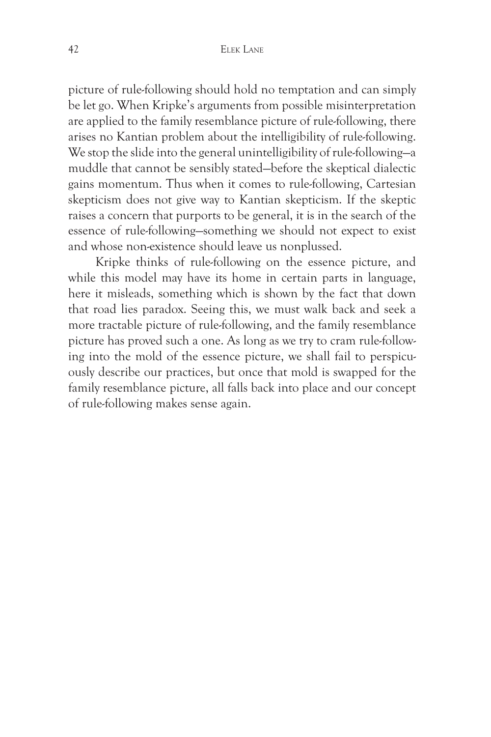picture of rule-following should hold no temptation and can simply be let go. When Kripke's arguments from possible misinterpretation are applied to the family resemblance picture of rule-following, there arises no Kantian problem about the intelligibility of rule-following. We stop the slide into the general unintelligibility of rule-following—a muddle that cannot be sensibly stated—before the skeptical dialectic gains momentum. Thus when it comes to rule-following, Cartesian skepticism does not give way to Kantian skepticism. If the skeptic raises a concern that purports to be general, it is in the search of the essence of rule-following—something we should not expect to exist and whose non-existence should leave us nonplussed.

Kripke thinks of rule-following on the essence picture, and while this model may have its home in certain parts in language, here it misleads, something which is shown by the fact that down that road lies paradox. Seeing this, we must walk back and seek a more tractable picture of rule-following, and the family resemblance picture has proved such a one. As long as we try to cram rule-following into the mold of the essence picture, we shall fail to perspicuously describe our practices, but once that mold is swapped for the family resemblance picture, all falls back into place and our concept of rule-following makes sense again.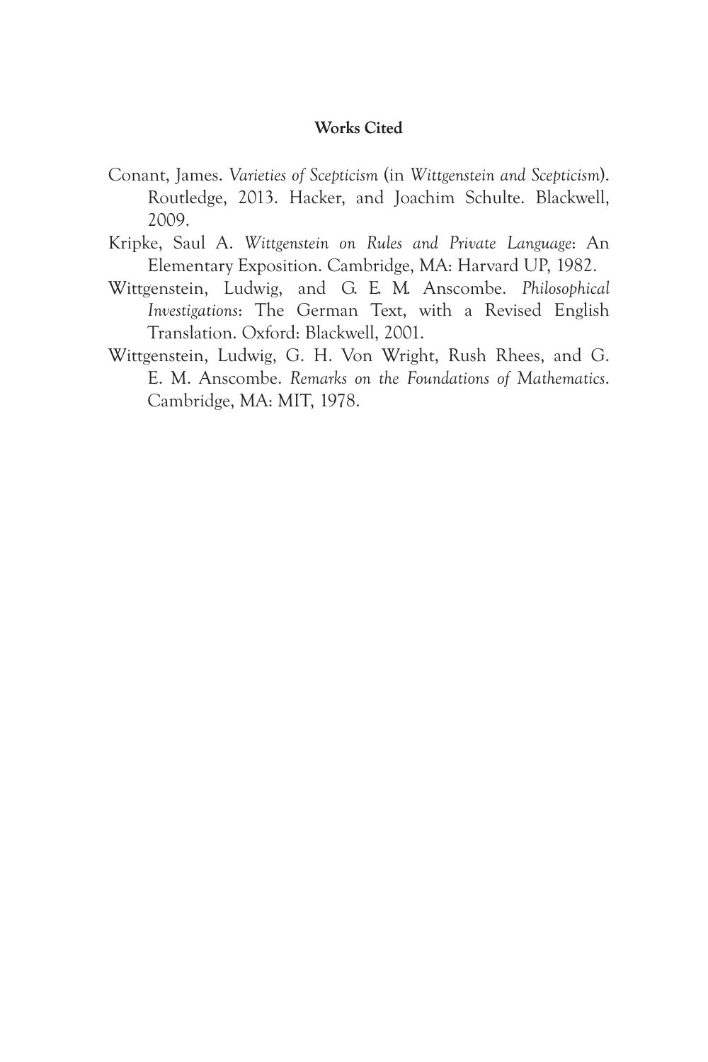**Works Cited**

Conant, James. *Varieties of Scepticism* (in *Wittgenstein and Scepticism*). Routledge, 2013. Hacker, and Joachim Schulte. Blackwell, 2009.

Kripke, Saul A. *Wittgenstein on Rules and Private Language*: An Elementary Exposition. Cambridge, MA: Harvard UP, 1982.

Wittgenstein, Ludwig, and G. E. M. Anscombe. *Philosophical Investigations*: The German Text, with a Revised English Translation. Oxford: Blackwell, 2001.

Wittgenstein, Ludwig, G. H. Von Wright, Rush Rhees, and G. E. M. Anscombe. *Remarks on the Foundations of Mathematics*. Cambridge, MA: MIT, 1978.